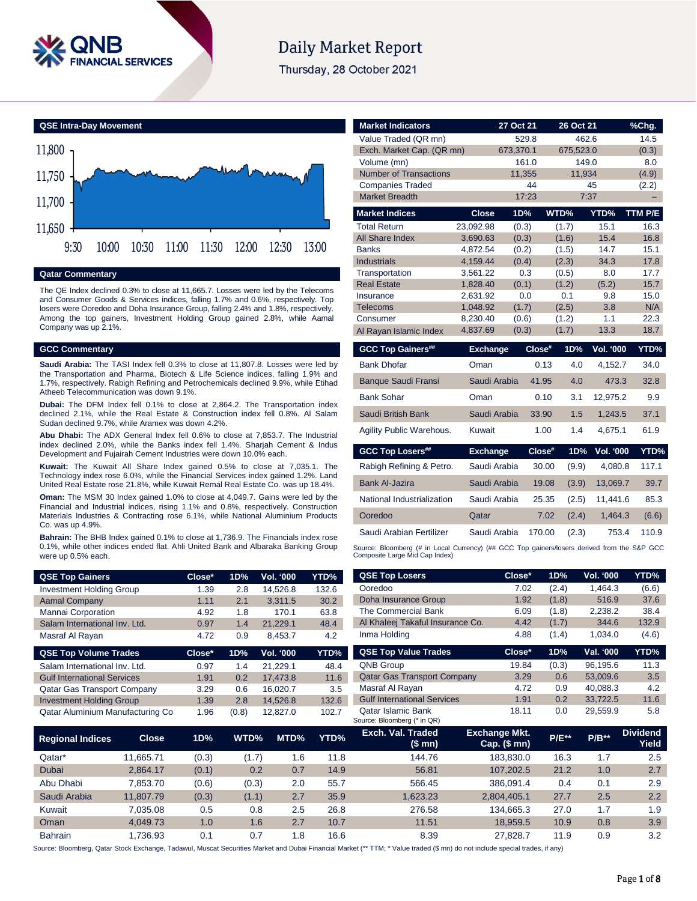# Daily Market Report

Thursday, 28 October 2021

## QSE Intra-Day Movement

## Qatar Commentary

The QE Index declined 0.3% to close at 11,665.7. Losses were led by the Telecoms and Consumer Goods & Services indices, falling 1.7% and 0.6%, respectively. Top losers were Ooredoo and Doha Insurance Group, falling 2.4% and 1.8%, respectively. Among the top gainers, Investment Holding Group gained 2.8%, while Aamal Company was up 2.1%.

## GCC Commentary

**Saudi Arabia:** The TASI Index fell 0.3% to close at 11,807.8. Losses were led by the Transportation and Pharma, Biotech & Life Science indices, falling 1.9% and 1.7%, respectively. Rabigh Refining and Petrochemicals declined 9.9%, while Etihad Atheeb Telecommunication was down 9.1%.

**Dubai:** The DFM Index fell 0.1% to close at 2,864.2. The Transportation index declined 2.1%, while the Real Estate & Construction index fell 0.8%. Al Salam Sudan declined 9.7%, while Aramex was down 4.2%.

**Abu Dhabi:** The ADX General Index fell 0.6% to close at 7,853.7. The Industrial index declined 2.0%, while the Banks index fell 1.4%. Sharjah Cement & Indus Development and Fujairah Cement Industries were down 10.0% each.

**Kuwait:** The Kuwait All Share Index gained 0.5% to close at 7,035.1. The Technology index rose 6.0%, while the Financial Services index gained 1.2%. Land United Real Estate rose 21.8%, while Kuwait Remal Real Estate Co. was up 18.4%.

**Oman:** The MSM 30 Index gained 1.0% to close at 4,049.7. Gains were led by the Financial and Industrial indices, rising 1.1% and 0.8%, respectively. Construction Materials Industries & Contracting rose 6.1%, while National Aluminium Products Co. was up 4.9%.

**Bahrain:** The BHB Index gained 0.1% to close at 1,736.9. The Financials index rose 0.1%, while other indices ended flat. Ahli United Bank and Albaraka Banking Group were up 0.5% each.

| Market Indicators | 27 Oct 21 | 26 Oct 21 | %Chg. |
|---|---|---|---|
| Value Traded (QR mn) | 529.8 | 462.6 | 14.5 |
| Exch. Market Cap. (QR mn) | 673,370.1 | 675,523.0 | (0.3) |
| Volume (mn) | 161.0 | 149.0 | 8.0 |
| Number of Transactions | 11,355 | 11,934 | (4.9) |
| Companies Traded | 44 | 45 | (2.2) |
| Market Breadth | 17:23 | 7:37 | – |

| Market Indices | Close | 1D% | WTD% | YTD% | TTM P/E |
|---|---|---|---|---|---|
| Total Return | 23,092.98 | (0.3) | (1.7) | 15.1 | 16.3 |
| All Share Index | 3,690.63 | (0.3) | (1.6) | 15.4 | 16.8 |
| Banks | 4,872.54 | (0.2) | (1.5) | 14.7 | 15.1 |
| Industrials | 4,159.44 | (0.4) | (2.3) | 34.3 | 17.8 |
| Transportation | 3,561.22 | 0.3 | (0.5) | 8.0 | 17.7 |
| Real Estate | 1,828.40 | (0.1) | (1.2) | (5.2) | 15.7 |
| Insurance | 2,631.92 | 0.0 | 0.1 | 9.8 | 15.0 |
| Telecoms | 1,048.92 | (1.7) | (2.5) | 3.8 | N/A |
| Consumer | 8,230.40 | (0.6) | (1.2) | 1.1 | 22.3 |
| Al Rayan Islamic Index | 4,837.69 | (0.3) | (1.7) | 13.3 | 18.7 |

| GCC Top Gainers## | Exchange | Close# | 1D% | Vol. '000 | YTD% |
|---|---|---|---|---|---|
| Bank Dhofar | Oman | 0.13 | 4.0 | 4,152.7 | 34.0 |
| Banque Saudi Fransi | Saudi Arabia | 41.95 | 4.0 | 473.3 | 32.8 |
| Bank Sohar | Oman | 0.10 | 3.1 | 12,975.2 | 9.9 |
| Saudi British Bank | Saudi Arabia | 33.90 | 1.5 | 1,243.5 | 37.1 |
| Agility Public Warehous. | Kuwait | 1.00 | 1.4 | 4,675.1 | 61.9 |

| GCC Top Losers## | Exchange | Close# | 1D% | Vol. '000 | YTD% |
|---|---|---|---|---|---|
| Rabigh Refining & Petro. | Saudi Arabia | 30.00 | (9.9) | 4,080.8 | 117.1 |
| Bank Al-Jazira | Saudi Arabia | 19.08 | (3.9) | 13,069.7 | 39.7 |
| National Industrialization | Saudi Arabia | 25.35 | (2.5) | 11,441.6 | 85.3 |
| Ooredoo | Qatar | 7.02 | (2.4) | 1,464.3 | (6.6) |
| Saudi Arabian Fertilizer | Saudi Arabia | 170.00 | (2.3) | 753.4 | 110.9 |

Source: Bloomberg (# in Local Currency) (## GCC Top gainers/losers derived from the S&P GCC Composite Large Mid Cap Index)

| QSE Top Gainers | Close* | 1D% | Vol. '000 | YTD% |
|---|---|---|---|---|
| Investment Holding Group | 1.39 | 2.8 | 14,526.8 | 132.6 |
| Aamal Company | 1.11 | 2.1 | 3,311.5 | 30.2 |
| Mannai Corporation | 4.92 | 1.8 | 170.1 | 63.8 |
| Salam International Inv. Ltd. | 0.97 | 1.4 | 21,229.1 | 48.4 |
| Masraf Al Rayan | 4.72 | 0.9 | 8,453.7 | 4.2 |

| QSE Top Volume Trades | Close* | 1D% | Vol. '000 | YTD% |
|---|---|---|---|---|
| Salam International Inv. Ltd. | 0.97 | 1.4 | 21,229.1 | 48.4 |
| Gulf International Services | 1.91 | 0.2 | 17,473.8 | 11.6 |
| Qatar Gas Transport Company | 3.29 | 0.6 | 16,020.7 | 3.5 |
| Investment Holding Group | 1.39 | 2.8 | 14,526.8 | 132.6 |
| Qatar Aluminium Manufacturing Co | 1.96 | (0.8) | 12,827.0 | 102.7 |

| QSE Top Losers | Close* | 1D% | Vol. '000 | YTD% |
|---|---|---|---|---|
| Ooredoo | 7.02 | (2.4) | 1,464.3 | (6.6) |
| Doha Insurance Group | 1.92 | (1.8) | 516.9 | 37.6 |
| The Commercial Bank | 6.09 | (1.8) | 2,238.2 | 38.4 |
| Al Khaleej Takaful Insurance Co. | 4.42 | (1.7) | 344.6 | 132.9 |
| Inma Holding | 4.88 | (1.4) | 1,034.0 | (4.6) |

| QSE Top Value Trades | Close* | 1D% | Val. '000 | YTD% |
|---|---|---|---|---|
| QNB Group | 19.84 | (0.3) | 96,195.6 | 11.3 |
| Qatar Gas Transport Company | 3.29 | 0.6 | 53,009.6 | 3.5 |
| Masraf Al Rayan | 4.72 | 0.9 | 40,088.3 | 4.2 |
| Gulf International Services | 1.91 | 0.2 | 33,722.5 | 11.6 |
| Qatar Islamic Bank | 18.11 | 0.0 | 29,559.9 | 5.8 |

Source: Bloomberg (* in QR)

| Regional Indices | Close | 1D% | WTD% | MTD% | YTD% | Exch. Val. Traded ($ mn) | Exchange Mkt. Cap. ($ mn) | P/E** | P/B** | Dividend Yield |
|---|---|---|---|---|---|---|---|---|---|---|
| Qatar* | 11,665.71 | (0.3) | (1.7) | 1.6 | 11.8 | 144.76 | 183,830.0 | 16.3 | 1.7 | 2.5 |
| Dubai | 2,864.17 | (0.1) | 0.2 | 0.7 | 14.9 | 56.81 | 107,202.5 | 21.2 | 1.0 | 2.7 |
| Abu Dhabi | 7,853.70 | (0.6) | (0.3) | 2.0 | 55.7 | 566.45 | 386,091.4 | 0.4 | 0.1 | 2.9 |
| Saudi Arabia | 11,807.79 | (0.3) | (1.1) | 2.7 | 35.9 | 1,623.23 | 2,804,405.1 | 27.7 | 2.5 | 2.2 |
| Kuwait | 7,035.08 | 0.5 | 0.8 | 2.5 | 26.8 | 276.58 | 134,665.3 | 27.0 | 1.7 | 1.9 |
| Oman | 4,049.73 | 1.0 | 1.6 | 2.7 | 10.7 | 11.51 | 18,959.5 | 10.9 | 0.8 | 3.9 |
| Bahrain | 1,736.93 | 0.1 | 0.7 | 1.8 | 16.6 | 8.39 | 27,828.7 | 11.9 | 0.9 | 3.2 |

Source: Bloomberg, Qatar Stock Exchange, Tadawul, Muscat Securities Market and Dubai Financial Market (** TTM; * Value traded ($ mn) do not include special trades, if any)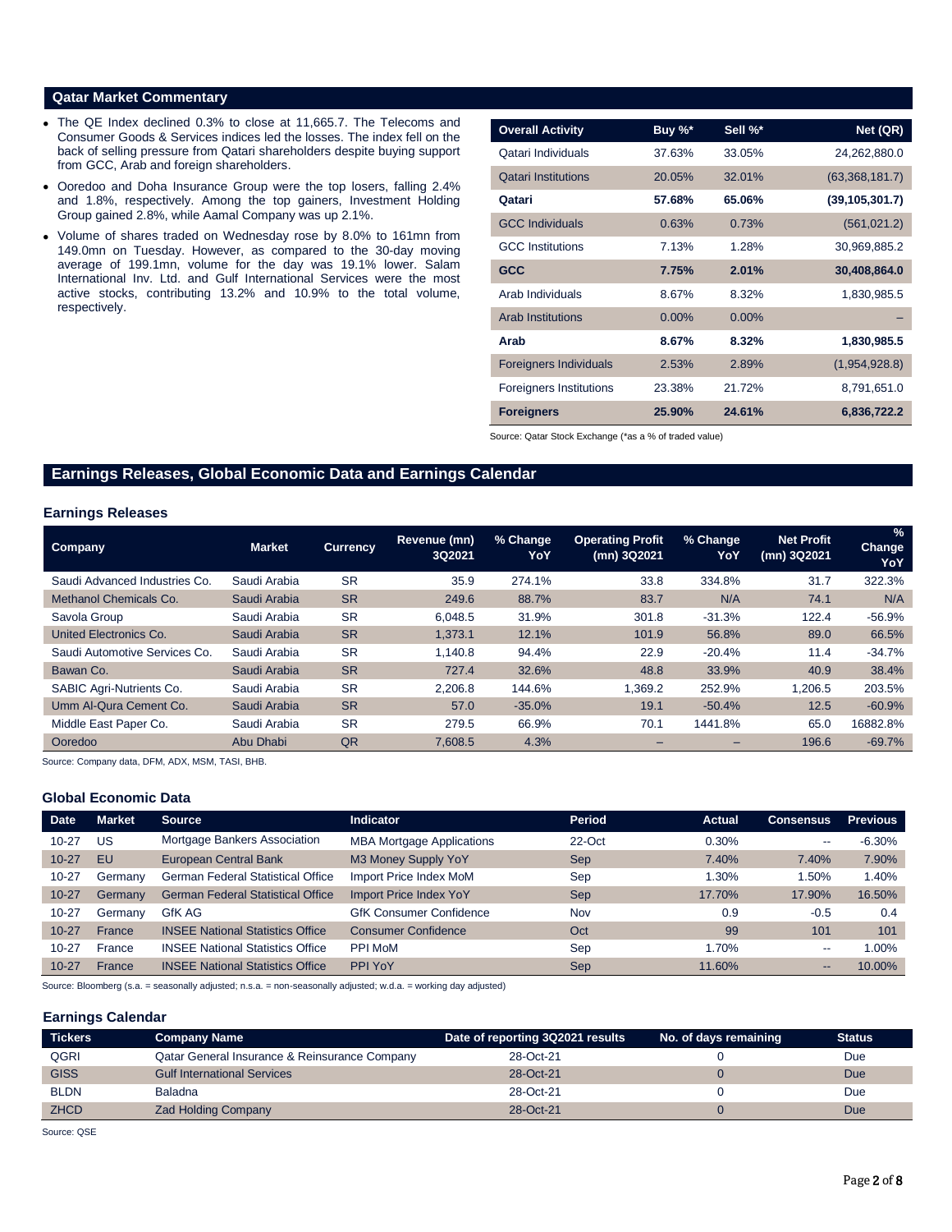## Qatar Market Commentary

- The QE Index declined 0.3% to close at 11,665.7. The Telecoms and Consumer Goods & Services indices led the losses. The index fell on the back of selling pressure from Qatari shareholders despite buying support from GCC, Arab and foreign shareholders.
- Ooredoo and Doha Insurance Group were the top losers, falling 2.4% and 1.8%, respectively. Among the top gainers, Investment Holding Group gained 2.8%, while Aamal Company was up 2.1%.
- Volume of shares traded on Wednesday rose by 8.0% to 161mn from 149.0mn on Tuesday. However, as compared to the 30-day moving average of 199.1mn, volume for the day was 19.1% lower. Salam International Inv. Ltd. and Gulf International Services were the most active stocks, contributing 13.2% and 10.9% to the total volume, respectively.

| Overall Activity | Buy %* | Sell %* | Net (QR) |
|---|---|---|---|
| Qatari Individuals | 37.63% | 33.05% | 24,262,880.0 |
| Qatari Institutions | 20.05% | 32.01% | (63,368,181.7) |
| **Qatari** | **57.68%** | **65.06%** | **(39,105,301.7)** |
| GCC Individuals | 0.63% | 0.73% | (561,021.2) |
| GCC Institutions | 7.13% | 1.28% | 30,969,885.2 |
| **GCC** | **7.75%** | **2.01%** | **30,408,864.0** |
| Arab Individuals | 8.67% | 8.32% | 1,830,985.5 |
| Arab Institutions | 0.00% | 0.00% | – |
| **Arab** | **8.67%** | **8.32%** | **1,830,985.5** |
| Foreigners Individuals | 2.53% | 2.89% | (1,954,928.8) |
| Foreigners Institutions | 23.38% | 21.72% | 8,791,651.0 |
| **Foreigners** | **25.90%** | **24.61%** | **6,836,722.2** |

Source: Qatar Stock Exchange (*as a % of traded value)

## Earnings Releases, Global Economic Data and Earnings Calendar

### Earnings Releases

| Company | Market | Currency | Revenue (mn) 3Q2021 | % Change YoY | Operating Profit (mn) 3Q2021 | % Change YoY | Net Profit (mn) 3Q2021 | % Change YoY |
|---|---|---|---|---|---|---|---|---|
| Saudi Advanced Industries Co. | Saudi Arabia | SR | 35.9 | 274.1% | 33.8 | 334.8% | 31.7 | 322.3% |
| Methanol Chemicals Co. | Saudi Arabia | SR | 249.6 | 88.7% | 83.7 | N/A | 74.1 | N/A |
| Savola Group | Saudi Arabia | SR | 6,048.5 | 31.9% | 301.8 | -31.3% | 122.4 | -56.9% |
| United Electronics Co. | Saudi Arabia | SR | 1,373.1 | 12.1% | 101.9 | 56.8% | 89.0 | 66.5% |
| Saudi Automotive Services Co. | Saudi Arabia | SR | 1,140.8 | 94.4% | 22.9 | -20.4% | 11.4 | -34.7% |
| Bawan Co. | Saudi Arabia | SR | 727.4 | 32.6% | 48.8 | 33.9% | 40.9 | 38.4% |
| SABIC Agri-Nutrients Co. | Saudi Arabia | SR | 2,206.8 | 144.6% | 1,369.2 | 252.9% | 1,206.5 | 203.5% |
| Umm Al-Qura Cement Co. | Saudi Arabia | SR | 57.0 | -35.0% | 19.1 | -50.4% | 12.5 | -60.9% |
| Middle East Paper Co. | Saudi Arabia | SR | 279.5 | 66.9% | 70.1 | 1441.8% | 65.0 | 16882.8% |
| Ooredoo | Abu Dhabi | QR | 7,608.5 | 4.3% | – | – | 196.6 | -69.7% |

Source: Company data, DFM, ADX, MSM, TASI, BHB.

### Global Economic Data

| Date | Market | Source | Indicator | Period | Actual | Consensus | Previous |
|---|---|---|---|---|---|---|---|
| 10-27 | US | Mortgage Bankers Association | MBA Mortgage Applications | 22-Oct | 0.30% | -- | -6.30% |
| 10-27 | EU | European Central Bank | M3 Money Supply YoY | Sep | 7.40% | 7.40% | 7.90% |
| 10-27 | Germany | German Federal Statistical Office | Import Price Index MoM | Sep | 1.30% | 1.50% | 1.40% |
| 10-27 | Germany | German Federal Statistical Office | Import Price Index YoY | Sep | 17.70% | 17.90% | 16.50% |
| 10-27 | Germany | GfK AG | GfK Consumer Confidence | Nov | 0.9 | -0.5 | 0.4 |
| 10-27 | France | INSEE National Statistics Office | Consumer Confidence | Oct | 99 | 101 | 101 |
| 10-27 | France | INSEE National Statistics Office | PPI MoM | Sep | 1.70% | -- | 1.00% |
| 10-27 | France | INSEE National Statistics Office | PPI YoY | Sep | 11.60% | -- | 10.00% |

Source: Bloomberg (s.a. = seasonally adjusted; n.s.a. = non-seasonally adjusted; w.d.a. = working day adjusted)

### Earnings Calendar

| Tickers | Company Name | Date of reporting 3Q2021 results | No. of days remaining | Status |
|---|---|---|---|---|
| QGRI | Qatar General Insurance & Reinsurance Company | 28-Oct-21 | 0 | Due |
| GISS | Gulf International Services | 28-Oct-21 | 0 | Due |
| BLDN | Baladna | 28-Oct-21 | 0 | Due |
| ZHCD | Zad Holding Company | 28-Oct-21 | 0 | Due |

Source: QSE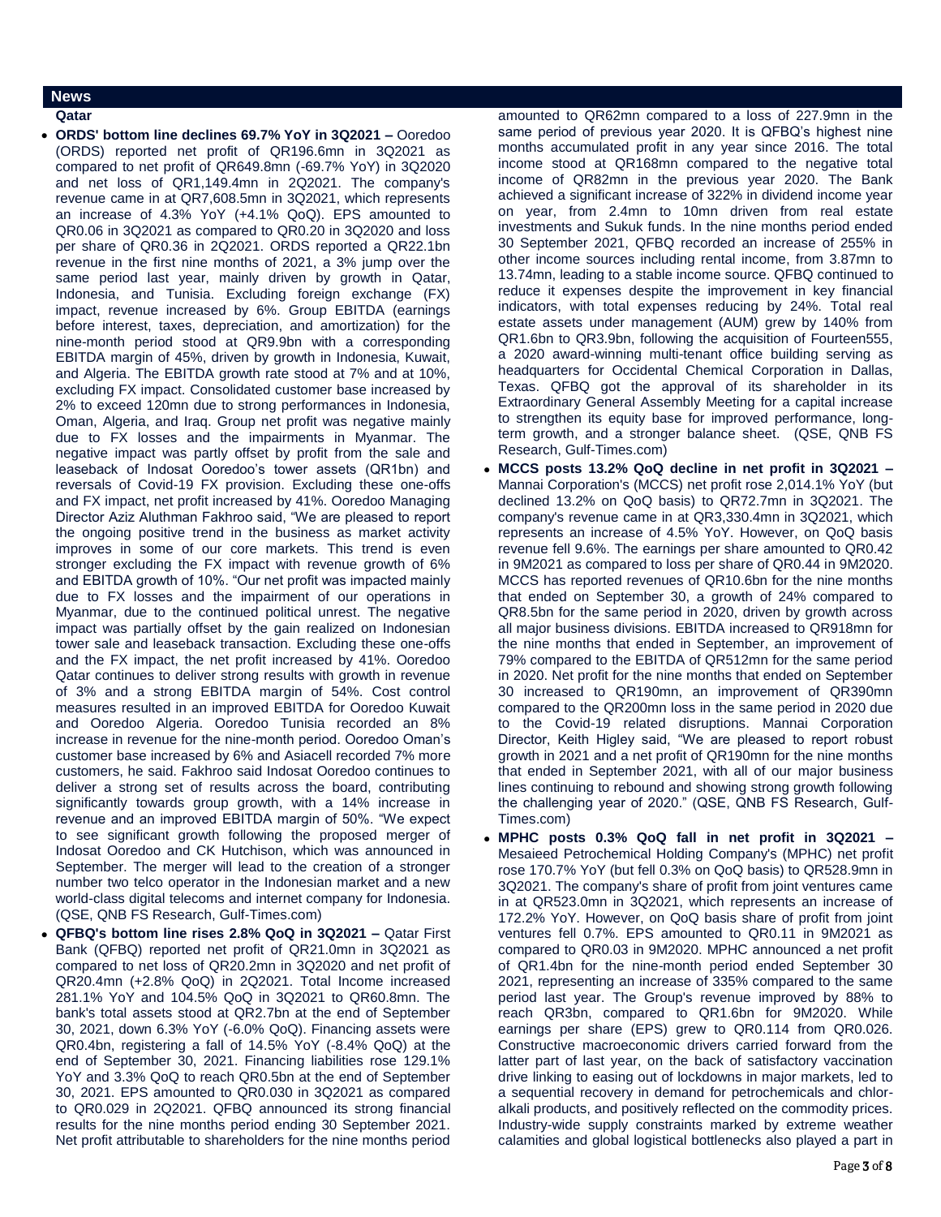## News

### Qatar

- **ORDS' bottom line declines 69.7% YoY in 3Q2021 –** Ooredoo (ORDS) reported net profit of QR196.6mn in 3Q2021 as compared to net profit of QR649.8mn (-69.7% YoY) in 3Q2020 and net loss of QR1,149.4mn in 2Q2021. The company's revenue came in at QR7,608.5mn in 3Q2021, which represents an increase of 4.3% YoY (+4.1% QoQ). EPS amounted to QR0.06 in 3Q2021 as compared to QR0.20 in 3Q2020 and loss per share of QR0.36 in 2Q2021. ORDS reported a QR22.1bn revenue in the first nine months of 2021, a 3% jump over the same period last year, mainly driven by growth in Qatar, Indonesia, and Tunisia. Excluding foreign exchange (FX) impact, revenue increased by 6%. Group EBITDA (earnings before interest, taxes, depreciation, and amortization) for the nine-month period stood at QR9.9bn with a corresponding EBITDA margin of 45%, driven by growth in Indonesia, Kuwait, and Algeria. The EBITDA growth rate stood at 7% and at 10%, excluding FX impact. Consolidated customer base increased by 2% to exceed 120mn due to strong performances in Indonesia, Oman, Algeria, and Iraq. Group net profit was negative mainly due to FX losses and the impairments in Myanmar. The negative impact was partly offset by profit from the sale and leaseback of Indosat Ooredoo's tower assets (QR1bn) and reversals of Covid-19 FX provision. Excluding these one-offs and FX impact, net profit increased by 41%. Ooredoo Managing Director Aziz Aluthman Fakhroo said, "We are pleased to report the ongoing positive trend in the business as market activity improves in some of our core markets. This trend is even stronger excluding the FX impact with revenue growth of 6% and EBITDA growth of 10%. "Our net profit was impacted mainly due to FX losses and the impairment of our operations in Myanmar, due to the continued political unrest. The negative impact was partially offset by the gain realized on Indonesian tower sale and leaseback transaction. Excluding these one-offs and the FX impact, the net profit increased by 41%. Ooredoo Qatar continues to deliver strong results with growth in revenue of 3% and a strong EBITDA margin of 54%. Cost control measures resulted in an improved EBITDA for Ooredoo Kuwait and Ooredoo Algeria. Ooredoo Tunisia recorded an 8% increase in revenue for the nine-month period. Ooredoo Oman's customer base increased by 6% and Asiacell recorded 7% more customers, he said. Fakhroo said Indosat Ooredoo continues to deliver a strong set of results across the board, contributing significantly towards group growth, with a 14% increase in revenue and an improved EBITDA margin of 50%. "We expect to see significant growth following the proposed merger of Indosat Ooredoo and CK Hutchison, which was announced in September. The merger will lead to the creation of a stronger number two telco operator in the Indonesian market and a new world-class digital telecoms and internet company for Indonesia. (QSE, QNB FS Research, Gulf-Times.com)
- **QFBQ's bottom line rises 2.8% QoQ in 3Q2021 –** Qatar First Bank (QFBQ) reported net profit of QR21.0mn in 3Q2021 as compared to net loss of QR20.2mn in 3Q2020 and net profit of QR20.4mn (+2.8% QoQ) in 2Q2021. Total Income increased 281.1% YoY and 104.5% QoQ in 3Q2021 to QR60.8mn. The bank's total assets stood at QR2.7bn at the end of September 30, 2021, down 6.3% YoY (-6.0% QoQ). Financing assets were QR0.4bn, registering a fall of 14.5% YoY (-8.4% QoQ) at the end of September 30, 2021. Financing liabilities rose 129.1% YoY and 3.3% QoQ to reach QR0.5bn at the end of September 30, 2021. EPS amounted to QR0.030 in 3Q2021 as compared to QR0.029 in 2Q2021. QFBQ announced its strong financial results for the nine months period ending 30 September 2021. Net profit attributable to shareholders for the nine months period amounted to QR62mn compared to a loss of 227.9mn in the same period of previous year 2020. It is QFBQ's highest nine months accumulated profit in any year since 2016. The total income stood at QR168mn compared to the negative total income of QR82mn in the previous year 2020. The Bank achieved a significant increase of 322% in dividend income year on year, from 2.4mn to 10mn driven from real estate investments and Sukuk funds. In the nine months period ended 30 September 2021, QFBQ recorded an increase of 255% in other income sources including rental income, from 3.87mn to 13.74mn, leading to a stable income source. QFBQ continued to reduce it expenses despite the improvement in key financial indicators, with total expenses reducing by 24%. Total real estate assets under management (AUM) grew by 140% from QR1.6bn to QR3.9bn, following the acquisition of Fourteen555, a 2020 award-winning multi-tenant office building serving as headquarters for Occidental Chemical Corporation in Dallas, Texas. QFBQ got the approval of its shareholder in its Extraordinary General Assembly Meeting for a capital increase to strengthen its equity base for improved performance, long-term growth, and a stronger balance sheet. (QSE, QNB FS Research, Gulf-Times.com)
- **MCCS posts 13.2% QoQ decline in net profit in 3Q2021 –** Mannai Corporation's (MCCS) net profit rose 2,014.1% YoY (but declined 13.2% on QoQ basis) to QR72.7mn in 3Q2021. The company's revenue came in at QR3,330.4mn in 3Q2021, which represents an increase of 4.5% YoY. However, on QoQ basis revenue fell 9.6%. The earnings per share amounted to QR0.42 in 9M2021 as compared to loss per share of QR0.44 in 9M2020. MCCS has reported revenues of QR10.6bn for the nine months that ended on September 30, a growth of 24% compared to QR8.5bn for the same period in 2020, driven by growth across all major business divisions. EBITDA increased to QR918mn for the nine months that ended in September, an improvement of 79% compared to the EBITDA of QR512mn for the same period in 2020. Net profit for the nine months that ended on September 30 increased to QR190mn, an improvement of QR390mn compared to the QR200mn loss in the same period in 2020 due to the Covid-19 related disruptions. Mannai Corporation Director, Keith Higley said, "We are pleased to report robust growth in 2021 and a net profit of QR190mn for the nine months that ended in September 2021, with all of our major business lines continuing to rebound and showing strong growth following the challenging year of 2020." (QSE, QNB FS Research, Gulf-Times.com)
- **MPHC posts 0.3% QoQ fall in net profit in 3Q2021 –** Mesaieed Petrochemical Holding Company's (MPHC) net profit rose 170.7% YoY (but fell 0.3% on QoQ basis) to QR528.9mn in 3Q2021. The company's share of profit from joint ventures came in at QR523.0mn in 3Q2021, which represents an increase of 172.2% YoY. However, on QoQ basis share of profit from joint ventures fell 0.7%. EPS amounted to QR0.11 in 9M2021 as compared to QR0.03 in 9M2020. MPHC announced a net profit of QR1.4bn for the nine-month period ended September 30 2021, representing an increase of 335% compared to the same period last year. The Group's revenue improved by 88% to reach QR3bn, compared to QR1.6bn for 9M2020. While earnings per share (EPS) grew to QR0.114 from QR0.026. Constructive macroeconomic drivers carried forward from the latter part of last year, on the back of satisfactory vaccination drive linking to easing out of lockdowns in major markets, led to a sequential recovery in demand for petrochemicals and chlor-alkali products, and positively reflected on the commodity prices. Industry-wide supply constraints marked by extreme weather calamities and global logistical bottlenecks also played a part in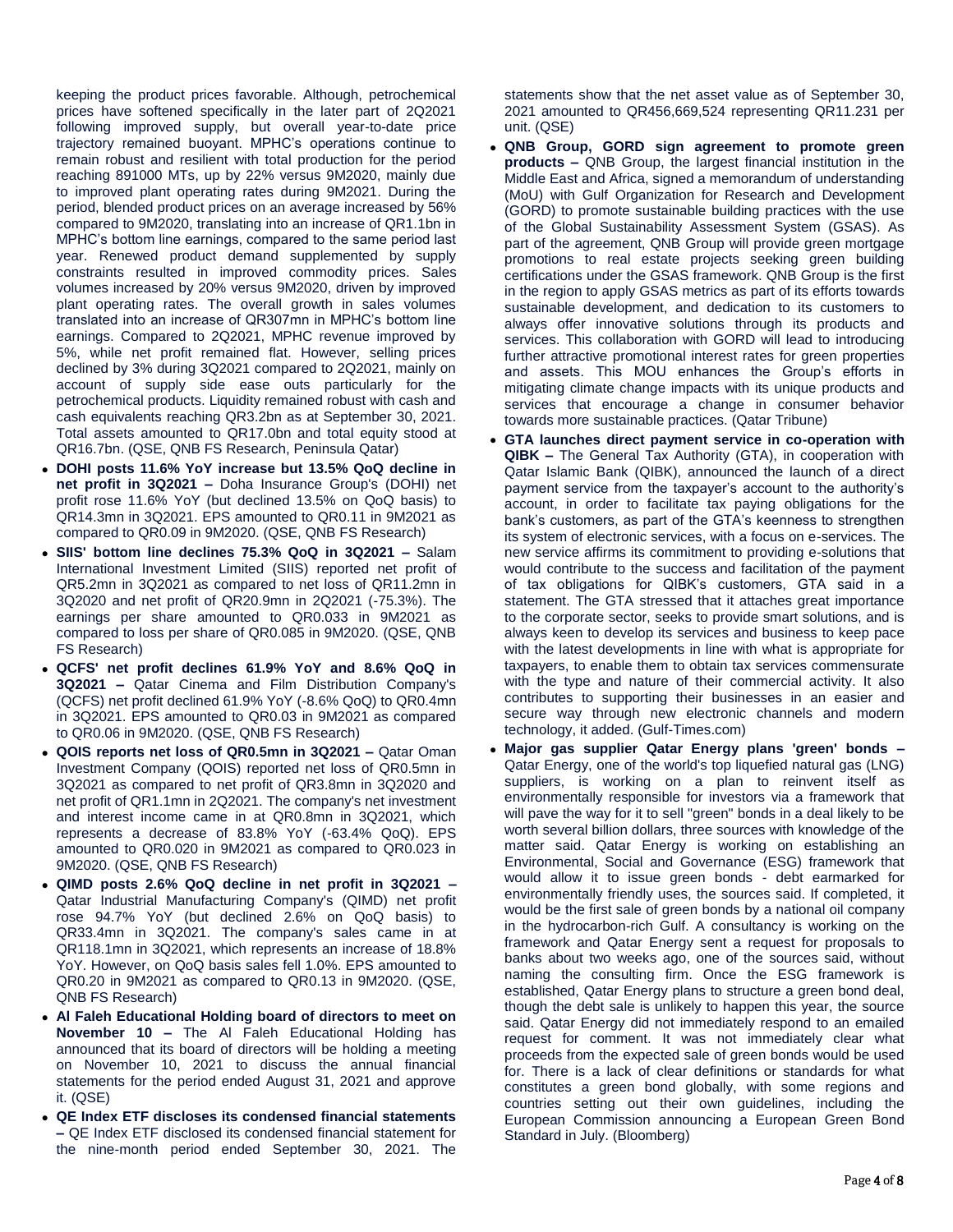keeping the product prices favorable. Although, petrochemical prices have softened specifically in the later part of 2Q2021 following improved supply, but overall year-to-date price trajectory remained buoyant. MPHC's operations continue to remain robust and resilient with total production for the period reaching 891000 MTs, up by 22% versus 9M2020, mainly due to improved plant operating rates during 9M2021. During the period, blended product prices on an average increased by 56% compared to 9M2020, translating into an increase of QR1.1bn in MPHC's bottom line earnings, compared to the same period last year. Renewed product demand supplemented by supply constraints resulted in improved commodity prices. Sales volumes increased by 20% versus 9M2020, driven by improved plant operating rates. The overall growth in sales volumes translated into an increase of QR307mn in MPHC's bottom line earnings. Compared to 2Q2021, MPHC revenue improved by 5%, while net profit remained flat. However, selling prices declined by 3% during 3Q2021 compared to 2Q2021, mainly on account of supply side ease outs particularly for the petrochemical products. Liquidity remained robust with cash and cash equivalents reaching QR3.2bn as at September 30, 2021. Total assets amounted to QR17.0bn and total equity stood at QR16.7bn. (QSE, QNB FS Research, Peninsula Qatar)

- **DOHI posts 11.6% YoY increase but 13.5% QoQ decline in net profit in 3Q2021 –** Doha Insurance Group's (DOHI) net profit rose 11.6% YoY (but declined 13.5% on QoQ basis) to QR14.3mn in 3Q2021. EPS amounted to QR0.11 in 9M2021 as compared to QR0.09 in 9M2020. (QSE, QNB FS Research)
- **SIIS' bottom line declines 75.3% QoQ in 3Q2021 –** Salam International Investment Limited (SIIS) reported net profit of QR5.2mn in 3Q2021 as compared to net loss of QR11.2mn in 3Q2020 and net profit of QR20.9mn in 2Q2021 (-75.3%). The earnings per share amounted to QR0.033 in 9M2021 as compared to loss per share of QR0.085 in 9M2020. (QSE, QNB FS Research)
- **QCFS' net profit declines 61.9% YoY and 8.6% QoQ in 3Q2021 –** Qatar Cinema and Film Distribution Company's (QCFS) net profit declined 61.9% YoY (-8.6% QoQ) to QR0.4mn in 3Q2021. EPS amounted to QR0.03 in 9M2021 as compared to QR0.06 in 9M2020. (QSE, QNB FS Research)
- **QOIS reports net loss of QR0.5mn in 3Q2021 –** Qatar Oman Investment Company (QOIS) reported net loss of QR0.5mn in 3Q2021 as compared to net profit of QR3.8mn in 3Q2020 and net profit of QR1.1mn in 2Q2021. The company's net investment and interest income came in at QR0.8mn in 3Q2021, which represents a decrease of 83.8% YoY (-63.4% QoQ). EPS amounted to QR0.020 in 9M2021 as compared to QR0.023 in 9M2020. (QSE, QNB FS Research)
- **QIMD posts 2.6% QoQ decline in net profit in 3Q2021 –** Qatar Industrial Manufacturing Company's (QIMD) net profit rose 94.7% YoY (but declined 2.6% on QoQ basis) to QR33.4mn in 3Q2021. The company's sales came in at QR118.1mn in 3Q2021, which represents an increase of 18.8% YoY. However, on QoQ basis sales fell 1.0%. EPS amounted to QR0.20 in 9M2021 as compared to QR0.13 in 9M2020. (QSE, QNB FS Research)
- **Al Faleh Educational Holding board of directors to meet on November 10 –** The Al Faleh Educational Holding has announced that its board of directors will be holding a meeting on November 10, 2021 to discuss the annual financial statements for the period ended August 31, 2021 and approve it. (QSE)
- **QE Index ETF discloses its condensed financial statements –** QE Index ETF disclosed its condensed financial statement for the nine-month period ended September 30, 2021. The statements show that the net asset value as of September 30, 2021 amounted to QR456,669,524 representing QR11.231 per unit. (QSE)
- **QNB Group, GORD sign agreement to promote green products –** QNB Group, the largest financial institution in the Middle East and Africa, signed a memorandum of understanding (MoU) with Gulf Organization for Research and Development (GORD) to promote sustainable building practices with the use of the Global Sustainability Assessment System (GSAS). As part of the agreement, QNB Group will provide green mortgage promotions to real estate projects seeking green building certifications under the GSAS framework. QNB Group is the first in the region to apply GSAS metrics as part of its efforts towards sustainable development, and dedication to its customers to always offer innovative solutions through its products and services. This collaboration with GORD will lead to introducing further attractive promotional interest rates for green properties and assets. This MOU enhances the Group's efforts in mitigating climate change impacts with its unique products and services that encourage a change in consumer behavior towards more sustainable practices. (Qatar Tribune)
- **GTA launches direct payment service in co-operation with QIBK –** The General Tax Authority (GTA), in cooperation with Qatar Islamic Bank (QIBK), announced the launch of a direct payment service from the taxpayer's account to the authority's account, in order to facilitate tax paying obligations for the bank's customers, as part of the GTA's keenness to strengthen its system of electronic services, with a focus on e-services. The new service affirms its commitment to providing e-solutions that would contribute to the success and facilitation of the payment of tax obligations for QIBK's customers, GTA said in a statement. The GTA stressed that it attaches great importance to the corporate sector, seeks to provide smart solutions, and is always keen to develop its services and business to keep pace with the latest developments in line with what is appropriate for taxpayers, to enable them to obtain tax services commensurate with the type and nature of their commercial activity. It also contributes to supporting their businesses in an easier and secure way through new electronic channels and modern technology, it added. (Gulf-Times.com)
- **Major gas supplier Qatar Energy plans 'green' bonds –** Qatar Energy, one of the world's top liquefied natural gas (LNG) suppliers, is working on a plan to reinvent itself as environmentally responsible for investors via a framework that will pave the way for it to sell "green" bonds in a deal likely to be worth several billion dollars, three sources with knowledge of the matter said. Qatar Energy is working on establishing an Environmental, Social and Governance (ESG) framework that would allow it to issue green bonds - debt earmarked for environmentally friendly uses, the sources said. If completed, it would be the first sale of green bonds by a national oil company in the hydrocarbon-rich Gulf. A consultancy is working on the framework and Qatar Energy sent a request for proposals to banks about two weeks ago, one of the sources said, without naming the consulting firm. Once the ESG framework is established, Qatar Energy plans to structure a green bond deal, though the debt sale is unlikely to happen this year, the source said. Qatar Energy did not immediately respond to an emailed request for comment. It was not immediately clear what proceeds from the expected sale of green bonds would be used for. There is a lack of clear definitions or standards for what constitutes a green bond globally, with some regions and countries setting out their own guidelines, including the European Commission announcing a European Green Bond Standard in July. (Bloomberg)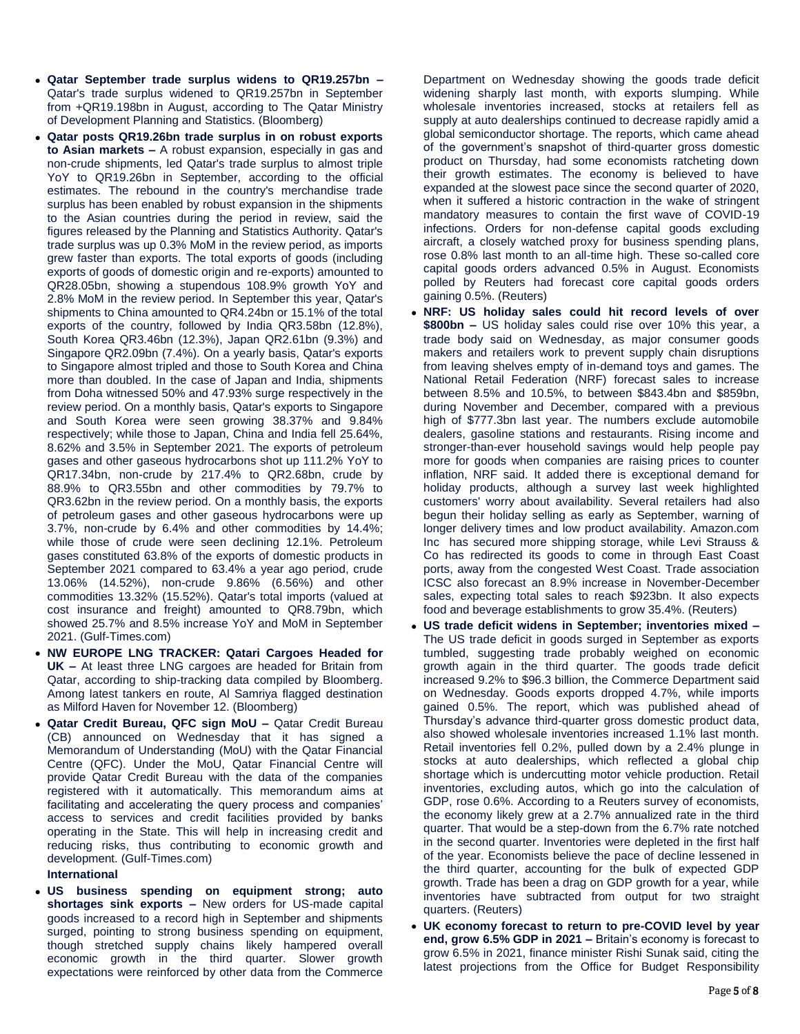- **Qatar September trade surplus widens to QR19.257bn –** Qatar's trade surplus widened to QR19.257bn in September from +QR19.198bn in August, according to The Qatar Ministry of Development Planning and Statistics. (Bloomberg)
- **Qatar posts QR19.26bn trade surplus in on robust exports to Asian markets –** A robust expansion, especially in gas and non-crude shipments, led Qatar's trade surplus to almost triple YoY to QR19.26bn in September, according to the official estimates. The rebound in the country's merchandise trade surplus has been enabled by robust expansion in the shipments to the Asian countries during the period in review, said the figures released by the Planning and Statistics Authority. Qatar's trade surplus was up 0.3% MoM in the review period, as imports grew faster than exports. The total exports of goods (including exports of goods of domestic origin and re-exports) amounted to QR28.05bn, showing a stupendous 108.9% growth YoY and 2.8% MoM in the review period. In September this year, Qatar's shipments to China amounted to QR4.24bn or 15.1% of the total exports of the country, followed by India QR3.58bn (12.8%), South Korea QR3.46bn (12.3%), Japan QR2.61bn (9.3%) and Singapore QR2.09bn (7.4%). On a yearly basis, Qatar's exports to Singapore almost tripled and those to South Korea and China more than doubled. In the case of Japan and India, shipments from Doha witnessed 50% and 47.93% surge respectively in the review period. On a monthly basis, Qatar's exports to Singapore and South Korea were seen growing 38.37% and 9.84% respectively; while those to Japan, China and India fell 25.64%, 8.62% and 3.5% in September 2021. The exports of petroleum gases and other gaseous hydrocarbons shot up 111.2% YoY to QR17.34bn, non-crude by 217.4% to QR2.68bn, crude by 88.9% to QR3.55bn and other commodities by 79.7% to QR3.62bn in the review period. On a monthly basis, the exports of petroleum gases and other gaseous hydrocarbons were up 3.7%, non-crude by 6.4% and other commodities by 14.4%; while those of crude were seen declining 12.1%. Petroleum gases constituted 63.8% of the exports of domestic products in September 2021 compared to 63.4% a year ago period, crude 13.06% (14.52%), non-crude 9.86% (6.56%) and other commodities 13.32% (15.52%). Qatar's total imports (valued at cost insurance and freight) amounted to QR8.79bn, which showed 25.7% and 8.5% increase YoY and MoM in September 2021. (Gulf-Times.com)
- **NW EUROPE LNG TRACKER: Qatari Cargoes Headed for UK –** At least three LNG cargoes are headed for Britain from Qatar, according to ship-tracking data compiled by Bloomberg. Among latest tankers en route, Al Samriya flagged destination as Milford Haven for November 12. (Bloomberg)
- **Qatar Credit Bureau, QFC sign MoU –** Qatar Credit Bureau (CB) announced on Wednesday that it has signed a Memorandum of Understanding (MoU) with the Qatar Financial Centre (QFC). Under the MoU, Qatar Financial Centre will provide Qatar Credit Bureau with the data of the companies registered with it automatically. This memorandum aims at facilitating and accelerating the query process and companies' access to services and credit facilities provided by banks operating in the State. This will help in increasing credit and reducing risks, thus contributing to economic growth and development. (Gulf-Times.com)

**International**

- **US business spending on equipment strong; auto shortages sink exports –** New orders for US-made capital goods increased to a record high in September and shipments surged, pointing to strong business spending on equipment, though stretched supply chains likely hampered overall economic growth in the third quarter. Slower growth expectations were reinforced by other data from the Commerce Department on Wednesday showing the goods trade deficit widening sharply last month, with exports slumping. While wholesale inventories increased, stocks at retailers fell as supply at auto dealerships continued to decrease rapidly amid a global semiconductor shortage. The reports, which came ahead of the government's snapshot of third-quarter gross domestic product on Thursday, had some economists ratcheting down their growth estimates. The economy is believed to have expanded at the slowest pace since the second quarter of 2020, when it suffered a historic contraction in the wake of stringent mandatory measures to contain the first wave of COVID-19 infections. Orders for non-defense capital goods excluding aircraft, a closely watched proxy for business spending plans, rose 0.8% last month to an all-time high. These so-called core capital goods orders advanced 0.5% in August. Economists polled by Reuters had forecast core capital goods orders gaining 0.5%. (Reuters)
- **NRF: US holiday sales could hit record levels of over $800bn –** US holiday sales could rise over 10% this year, a trade body said on Wednesday, as major consumer goods makers and retailers work to prevent supply chain disruptions from leaving shelves empty of in-demand toys and games. The National Retail Federation (NRF) forecast sales to increase between 8.5% and 10.5%, to between $843.4bn and $859bn, during November and December, compared with a previous high of $777.3bn last year. The numbers exclude automobile dealers, gasoline stations and restaurants. Rising income and stronger-than-ever household savings would help people pay more for goods when companies are raising prices to counter inflation, NRF said. It added there is exceptional demand for holiday products, although a survey last week highlighted customers' worry about availability. Several retailers had also begun their holiday selling as early as September, warning of longer delivery times and low product availability. Amazon.com Inc has secured more shipping storage, while Levi Strauss & Co has redirected its goods to come in through East Coast ports, away from the congested West Coast. Trade association ICSC also forecast an 8.9% increase in November-December sales, expecting total sales to reach $923bn. It also expects food and beverage establishments to grow 35.4%. (Reuters)
- **US trade deficit widens in September; inventories mixed –** The US trade deficit in goods surged in September as exports tumbled, suggesting trade probably weighed on economic growth again in the third quarter. The goods trade deficit increased 9.2% to $96.3 billion, the Commerce Department said on Wednesday. Goods exports dropped 4.7%, while imports gained 0.5%. The report, which was published ahead of Thursday's advance third-quarter gross domestic product data, also showed wholesale inventories increased 1.1% last month. Retail inventories fell 0.2%, pulled down by a 2.4% plunge in stocks at auto dealerships, which reflected a global chip shortage which is undercutting motor vehicle production. Retail inventories, excluding autos, which go into the calculation of GDP, rose 0.6%. According to a Reuters survey of economists, the economy likely grew at a 2.7% annualized rate in the third quarter. That would be a step-down from the 6.7% rate notched in the second quarter. Inventories were depleted in the first half of the year. Economists believe the pace of decline lessened in the third quarter, accounting for the bulk of expected GDP growth. Trade has been a drag on GDP growth for a year, while inventories have subtracted from output for two straight quarters. (Reuters)
- **UK economy forecast to return to pre-COVID level by year end, grow 6.5% GDP in 2021 –** Britain's economy is forecast to grow 6.5% in 2021, finance minister Rishi Sunak said, citing the latest projections from the Office for Budget Responsibility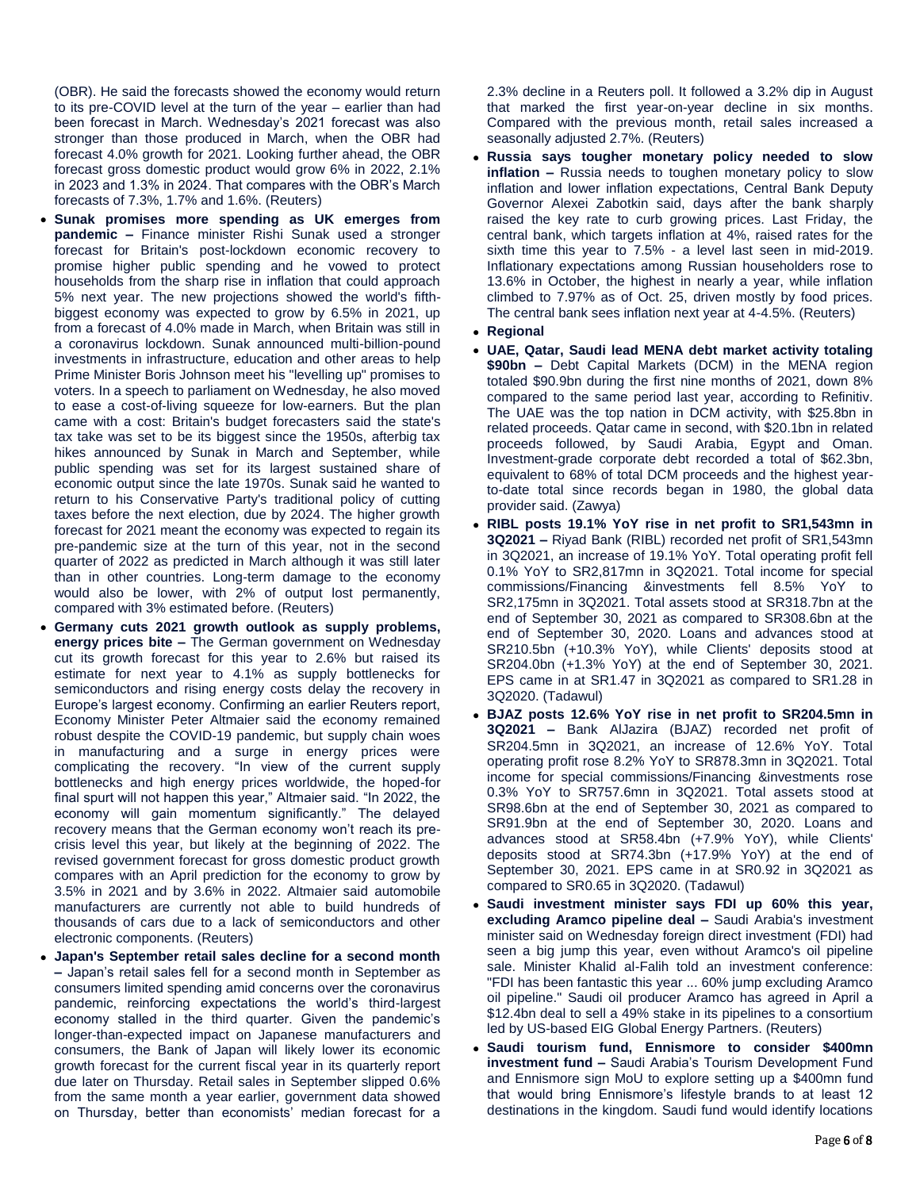(OBR). He said the forecasts showed the economy would return to its pre-COVID level at the turn of the year – earlier than had been forecast in March. Wednesday's 2021 forecast was also stronger than those produced in March, when the OBR had forecast 4.0% growth for 2021. Looking further ahead, the OBR forecast gross domestic product would grow 6% in 2022, 2.1% in 2023 and 1.3% in 2024. That compares with the OBR's March forecasts of 7.3%, 1.7% and 1.6%. (Reuters)

- **Sunak promises more spending as UK emerges from pandemic –** Finance minister Rishi Sunak used a stronger forecast for Britain's post-lockdown economic recovery to promise higher public spending and he vowed to protect households from the sharp rise in inflation that could approach 5% next year. The new projections showed the world's fifth-biggest economy was expected to grow by 6.5% in 2021, up from a forecast of 4.0% made in March, when Britain was still in a coronavirus lockdown. Sunak announced multi-billion-pound investments in infrastructure, education and other areas to help Prime Minister Boris Johnson meet his "levelling up" promises to voters. In a speech to parliament on Wednesday, he also moved to ease a cost-of-living squeeze for low-earners. But the plan came with a cost: Britain's budget forecasters said the state's tax take was set to be its biggest since the 1950s, afterbig tax hikes announced by Sunak in March and September, while public spending was set for its largest sustained share of economic output since the late 1970s. Sunak said he wanted to return to his Conservative Party's traditional policy of cutting taxes before the next election, due by 2024. The higher growth forecast for 2021 meant the economy was expected to regain its pre-pandemic size at the turn of this year, not in the second quarter of 2022 as predicted in March although it was still later than in other countries. Long-term damage to the economy would also be lower, with 2% of output lost permanently, compared with 3% estimated before. (Reuters)
- **Germany cuts 2021 growth outlook as supply problems, energy prices bite –** The German government on Wednesday cut its growth forecast for this year to 2.6% but raised its estimate for next year to 4.1% as supply bottlenecks for semiconductors and rising energy costs delay the recovery in Europe's largest economy. Confirming an earlier Reuters report, Economy Minister Peter Altmaier said the economy remained robust despite the COVID-19 pandemic, but supply chain woes in manufacturing and a surge in energy prices were complicating the recovery. "In view of the current supply bottlenecks and high energy prices worldwide, the hoped-for final spurt will not happen this year," Altmaier said. "In 2022, the economy will gain momentum significantly." The delayed recovery means that the German economy won't reach its pre-crisis level this year, but likely at the beginning of 2022. The revised government forecast for gross domestic product growth compares with an April prediction for the economy to grow by 3.5% in 2021 and by 3.6% in 2022. Altmaier said automobile manufacturers are currently not able to build hundreds of thousands of cars due to a lack of semiconductors and other electronic components. (Reuters)
- **Japan's September retail sales decline for a second month –** Japan's retail sales fell for a second month in September as consumers limited spending amid concerns over the coronavirus pandemic, reinforcing expectations the world's third-largest economy stalled in the third quarter. Given the pandemic's longer-than-expected impact on Japanese manufacturers and consumers, the Bank of Japan will likely lower its economic growth forecast for the current fiscal year in its quarterly report due later on Thursday. Retail sales in September slipped 0.6% from the same month a year earlier, government data showed on Thursday, better than economists' median forecast for a 2.3% decline in a Reuters poll. It followed a 3.2% dip in August that marked the first year-on-year decline in six months. Compared with the previous month, retail sales increased a seasonally adjusted 2.7%. (Reuters)
- **Russia says tougher monetary policy needed to slow inflation –** Russia needs to toughen monetary policy to slow inflation and lower inflation expectations, Central Bank Deputy Governor Alexei Zabotkin said, days after the bank sharply raised the key rate to curb growing prices. Last Friday, the central bank, which targets inflation at 4%, raised rates for the sixth time this year to 7.5% - a level last seen in mid-2019. Inflationary expectations among Russian householders rose to 13.6% in October, the highest in nearly a year, while inflation climbed to 7.97% as of Oct. 25, driven mostly by food prices. The central bank sees inflation next year at 4-4.5%. (Reuters)
- **Regional**
- **UAE, Qatar, Saudi lead MENA debt market activity totaling $90bn –** Debt Capital Markets (DCM) in the MENA region totaled $90.9bn during the first nine months of 2021, down 8% compared to the same period last year, according to Refinitiv. The UAE was the top nation in DCM activity, with $25.8bn in related proceeds. Qatar came in second, with $20.1bn in related proceeds followed, by Saudi Arabia, Egypt and Oman. Investment-grade corporate debt recorded a total of $62.3bn, equivalent to 68% of total DCM proceeds and the highest year-to-date total since records began in 1980, the global data provider said. (Zawya)
- **RIBL posts 19.1% YoY rise in net profit to SR1,543mn in 3Q2021 –** Riyad Bank (RIBL) recorded net profit of SR1,543mn in 3Q2021, an increase of 19.1% YoY. Total operating profit fell 0.1% YoY to SR2,817mn in 3Q2021. Total income for special commissions/Financing &investments fell 8.5% YoY to SR2,175mn in 3Q2021. Total assets stood at SR318.7bn at the end of September 30, 2021 as compared to SR308.6bn at the end of September 30, 2020. Loans and advances stood at SR210.5bn (+10.3% YoY), while Clients' deposits stood at SR204.0bn (+1.3% YoY) at the end of September 30, 2021. EPS came in at SR1.47 in 3Q2021 as compared to SR1.28 in 3Q2020. (Tadawul)
- **BJAZ posts 12.6% YoY rise in net profit to SR204.5mn in 3Q2021 –** Bank AlJazira (BJAZ) recorded net profit of SR204.5mn in 3Q2021, an increase of 12.6% YoY. Total operating profit rose 8.2% YoY to SR878.3mn in 3Q2021. Total income for special commissions/Financing &investments rose 0.3% YoY to SR757.6mn in 3Q2021. Total assets stood at SR98.6bn at the end of September 30, 2021 as compared to SR91.9bn at the end of September 30, 2020. Loans and advances stood at SR58.4bn (+7.9% YoY), while Clients' deposits stood at SR74.3bn (+17.9% YoY) at the end of September 30, 2021. EPS came in at SR0.92 in 3Q2021 as compared to SR0.65 in 3Q2020. (Tadawul)
- **Saudi investment minister says FDI up 60% this year, excluding Aramco pipeline deal –** Saudi Arabia's investment minister said on Wednesday foreign direct investment (FDI) had seen a big jump this year, even without Aramco's oil pipeline sale. Minister Khalid al-Falih told an investment conference: "FDI has been fantastic this year ... 60% jump excluding Aramco oil pipeline." Saudi oil producer Aramco has agreed in April a $12.4bn deal to sell a 49% stake in its pipelines to a consortium led by US-based EIG Global Energy Partners. (Reuters)
- **Saudi tourism fund, Ennismore to consider $400mn investment fund –** Saudi Arabia's Tourism Development Fund and Ennismore sign MoU to explore setting up a $400mn fund that would bring Ennismore's lifestyle brands to at least 12 destinations in the kingdom. Saudi fund would identify locations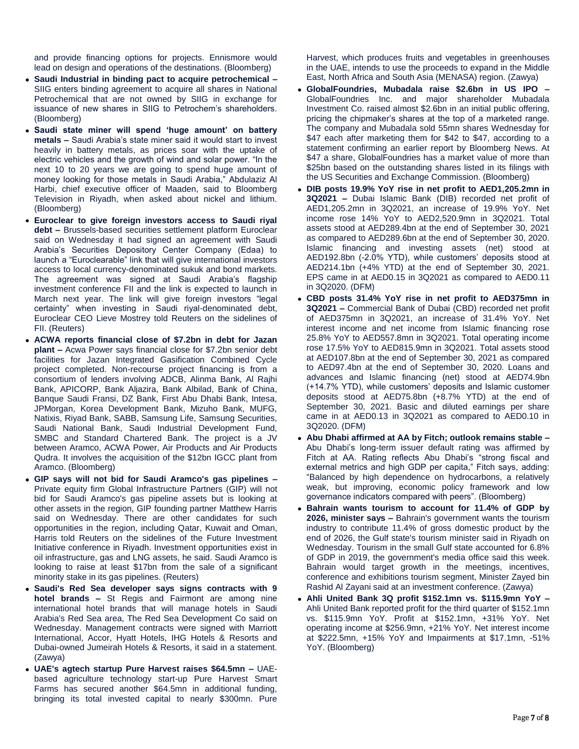and provide financing options for projects. Ennismore would lead on design and operations of the destinations. (Bloomberg)

- **Saudi Industrial in binding pact to acquire petrochemical –** SIIG enters binding agreement to acquire all shares in National Petrochemical that are not owned by SIIG in exchange for issuance of new shares in SIIG to Petrochem's shareholders. (Bloomberg)
- **Saudi state miner will spend 'huge amount' on battery metals –** Saudi Arabia's state miner said it would start to invest heavily in battery metals, as prices soar with the uptake of electric vehicles and the growth of wind and solar power. "In the next 10 to 20 years we are going to spend huge amount of money looking for those metals in Saudi Arabia," Abdulaziz Al Harbi, chief executive officer of Maaden, said to Bloomberg Television in Riyadh, when asked about nickel and lithium. (Bloomberg)
- **Euroclear to give foreign investors access to Saudi riyal debt –** Brussels-based securities settlement platform Euroclear said on Wednesday it had signed an agreement with Saudi Arabia's Securities Depository Center Company (Edaa) to launch a "Euroclearable" link that will give international investors access to local currency-denominated sukuk and bond markets. The agreement was signed at Saudi Arabia's flagship investment conference FII and the link is expected to launch in March next year. The link will give foreign investors "legal certainty" when investing in Saudi riyal-denominated debt, Euroclear CEO Lieve Mostrey told Reuters on the sidelines of FII. (Reuters)
- **ACWA reports financial close of $7.2bn in debt for Jazan plant –** Acwa Power says financial close for $7.2bn senior debt facilities for Jazan Integrated Gasification Combined Cycle project completed. Non-recourse project financing is from a consortium of lenders involving ADCB, Alinma Bank, Al Rajhi Bank, APICORP, Bank Aljazira, Bank Albilad, Bank of China, Banque Saudi Fransi, DZ Bank, First Abu Dhabi Bank, Intesa, JPMorgan, Korea Development Bank, Mizuho Bank, MUFG, Natixis, Riyad Bank, SABB, Samsung Life, Samsung Securities, Saudi National Bank, Saudi Industrial Development Fund, SMBC and Standard Chartered Bank. The project is a JV between Aramco, ACWA Power, Air Products and Air Products Qudra. It involves the acquisition of the $12bn IGCC plant from Aramco. (Bloomberg)
- **GIP says will not bid for Saudi Aramco's gas pipelines –** Private equity firm Global Infrastructure Partners (GIP) will not bid for Saudi Aramco's gas pipeline assets but is looking at other assets in the region, GIP founding partner Matthew Harris said on Wednesday. There are other candidates for such opportunities in the region, including Qatar, Kuwait and Oman, Harris told Reuters on the sidelines of the Future Investment Initiative conference in Riyadh. Investment opportunities exist in oil infrastructure, gas and LNG assets, he said. Saudi Aramco is looking to raise at least $17bn from the sale of a significant minority stake in its gas pipelines. (Reuters)
- **Saudi's Red Sea developer says signs contracts with 9 hotel brands –** St Regis and Fairmont are among nine international hotel brands that will manage hotels in Saudi Arabia's Red Sea area, The Red Sea Development Co said on Wednesday. Management contracts were signed with Marriott International, Accor, Hyatt Hotels, IHG Hotels & Resorts and Dubai-owned Jumeirah Hotels & Resorts, it said in a statement. (Zawya)
- **UAE's agtech startup Pure Harvest raises $64.5mn –** UAE-based agriculture technology start-up Pure Harvest Smart Farms has secured another $64.5mn in additional funding, bringing its total invested capital to nearly $300mn. Pure Harvest, which produces fruits and vegetables in greenhouses in the UAE, intends to use the proceeds to expand in the Middle East, North Africa and South Asia (MENASA) region. (Zawya)
- **GlobalFoundries, Mubadala raise $2.6bn in US IPO –** GlobalFoundries Inc. and major shareholder Mubadala Investment Co. raised almost $2.6bn in an initial public offering, pricing the chipmaker's shares at the top of a marketed range. The company and Mubadala sold 55mn shares Wednesday for $47 each after marketing them for $42 to $47, according to a statement confirming an earlier report by Bloomberg News. At $47 a share, GlobalFoundries has a market value of more than $25bn based on the outstanding shares listed in its filings with the US Securities and Exchange Commission. (Bloomberg)
- **DIB posts 19.9% YoY rise in net profit to AED1,205.2mn in 3Q2021 –** Dubai Islamic Bank (DIB) recorded net profit of AED1,205.2mn in 3Q2021, an increase of 19.9% YoY. Net income rose 14% YoY to AED2,520.9mn in 3Q2021. Total assets stood at AED289.4bn at the end of September 30, 2021 as compared to AED289.6bn at the end of September 30, 2020. Islamic financing and investing assets (net) stood at AED192.8bn (-2.0% YTD), while customers' deposits stood at AED214.1bn (+4% YTD) at the end of September 30, 2021. EPS came in at AED0.15 in 3Q2021 as compared to AED0.11 in 3Q2020. (DFM)
- **CBD posts 31.4% YoY rise in net profit to AED375mn in 3Q2021 –** Commercial Bank of Dubai (CBD) recorded net profit of AED375mn in 3Q2021, an increase of 31.4% YoY. Net interest income and net income from Islamic financing rose 25.8% YoY to AED557.8mn in 3Q2021. Total operating income rose 17.5% YoY to AED815.9mn in 3Q2021. Total assets stood at AED107.8bn at the end of September 30, 2021 as compared to AED97.4bn at the end of September 30, 2020. Loans and advances and Islamic financing (net) stood at AED74.9bn (+14.7% YTD), while customers' deposits and Islamic customer deposits stood at AED75.8bn (+8.7% YTD) at the end of September 30, 2021. Basic and diluted earnings per share came in at AED0.13 in 3Q2021 as compared to AED0.10 in 3Q2020. (DFM)
- **Abu Dhabi affirmed at AA by Fitch; outlook remains stable –** Abu Dhabi's long-term issuer default rating was affirmed by Fitch at AA. Rating reflects Abu Dhabi's "strong fiscal and external metrics and high GDP per capita," Fitch says, adding: "Balanced by high dependence on hydrocarbons, a relatively weak, but improving, economic policy framework and low governance indicators compared with peers". (Bloomberg)
- **Bahrain wants tourism to account for 11.4% of GDP by 2026, minister says –** Bahrain's government wants the tourism industry to contribute 11.4% of gross domestic product by the end of 2026, the Gulf state's tourism minister said in Riyadh on Wednesday. Tourism in the small Gulf state accounted for 6.8% of GDP in 2019, the government's media office said this week. Bahrain would target growth in the meetings, incentives, conference and exhibitions tourism segment, Minister Zayed bin Rashid Al Zayani said at an investment conference. (Zawya)
- **Ahli United Bank 3Q profit $152.1mn vs. $115.9mn YoY –** Ahli United Bank reported profit for the third quarter of $152.1mn vs. $115.9mn YoY. Profit at $152.1mn, +31% YoY. Net operating income at $256.9mn, +21% YoY. Net interest income at $222.5mn, +15% YoY and Impairments at $17.1mn, -51% YoY. (Bloomberg)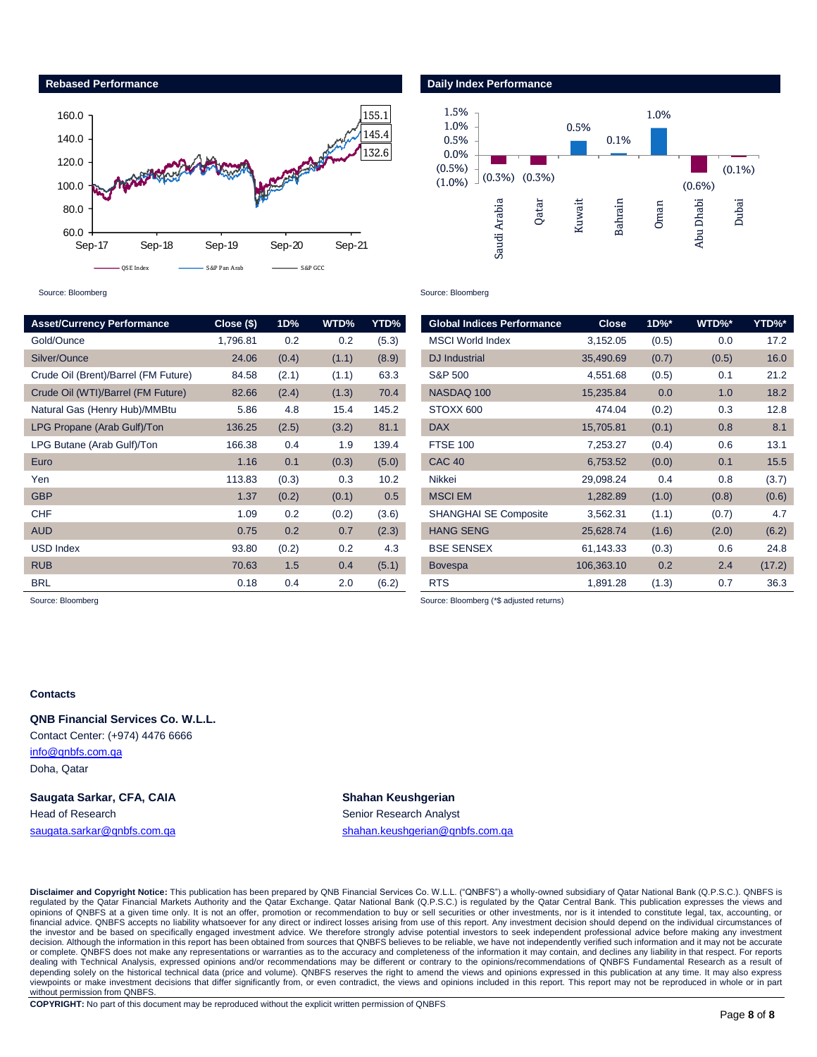**Rebased Performance**

160.0
140.0
120.0
100.0
80.0
60.0
Sep-17
Sep-18
Sep-19
Sep-20
Sep-21
155.1
145.4
132.6
QSE Index
S&P Pan Arab
S&P GCC

Source: Bloomberg

**Daily Index Performance**

1.5%
1.0%
0.5%
0.0%
(0.5%)
(1.0%)
(0.3%) (0.3%) 0.5% 0.1% 1.0% (0.6%) (0.1%)
Saudi Arabia
Qatar
Kuwait
Bahrain
Oman
Abu Dhabi
Dubai

Source: Bloomberg

| Asset/Currency Performance | Close ($) | 1D% | WTD% | YTD% |
|---|---|---|---|---|
| Gold/Ounce | 1,796.81 | 0.2 | 0.2 | (5.3) |
| Silver/Ounce | 24.06 | (0.4) | (1.1) | (8.9) |
| Crude Oil (Brent)/Barrel (FM Future) | 84.58 | (2.1) | (1.1) | 63.3 |
| Crude Oil (WTI)/Barrel (FM Future) | 82.66 | (2.4) | (1.3) | 70.4 |
| Natural Gas (Henry Hub)/MMBtu | 5.86 | 4.8 | 15.4 | 145.2 |
| LPG Propane (Arab Gulf)/Ton | 136.25 | (2.5) | (3.2) | 81.1 |
| LPG Butane (Arab Gulf)/Ton | 166.38 | 0.4 | 1.9 | 139.4 |
| Euro | 1.16 | 0.1 | (0.3) | (5.0) |
| Yen | 113.83 | (0.3) | 0.3 | 10.2 |
| GBP | 1.37 | (0.2) | (0.1) | 0.5 |
| CHF | 1.09 | 0.2 | (0.2) | (3.6) |
| AUD | 0.75 | 0.2 | 0.7 | (2.3) |
| USD Index | 93.80 | (0.2) | 0.2 | 4.3 |
| RUB | 70.63 | 1.5 | 0.4 | (5.1) |
| BRL | 0.18 | 0.4 | 2.0 | (6.2) |

Source: Bloomberg

| Global Indices Performance | Close | 1D%* | WTD%* | YTD%* |
|---|---|---|---|---|
| MSCI World Index | 3,152.05 | (0.5) | 0.0 | 17.2 |
| DJ Industrial | 35,490.69 | (0.7) | (0.5) | 16.0 |
| S&P 500 | 4,551.68 | (0.5) | 0.1 | 21.2 |
| NASDAQ 100 | 15,235.84 | 0.0 | 1.0 | 18.2 |
| STOXX 600 | 474.04 | (0.2) | 0.3 | 12.8 |
| DAX | 15,705.81 | (0.1) | 0.8 | 8.1 |
| FTSE 100 | 7,253.27 | (0.4) | 0.6 | 13.1 |
| CAC 40 | 6,753.52 | (0.0) | 0.1 | 15.5 |
| Nikkei | 29,098.24 | 0.4 | 0.8 | (3.7) |
| MSCI EM | 1,282.89 | (1.0) | (0.8) | (0.6) |
| SHANGHAI SE Composite | 3,562.31 | (1.1) | (0.7) | 4.7 |
| HANG SENG | 25,628.74 | (1.6) | (2.0) | (6.2) |
| BSE SENSEX | 61,143.33 | (0.3) | 0.6 | 24.8 |
| Bovespa | 106,363.10 | 0.2 | 2.4 | (17.2) |
| RTS | 1,891.28 | (1.3) | 0.7 | 36.3 |

Source: Bloomberg (*$ adjusted returns)

**Contacts**

**QNB Financial Services Co. W.L.L.**
Contact Center: (+974) 4476 6666
info@qnbfs.com.qa
Doha, Qatar

**Saugata Sarkar, CFA, CAIA**
Head of Research
saugata.sarkar@qnbfs.com.qa

**Shahan Keushgerian**
Senior Research Analyst
shahan.keushgerian@qnbfs.com.qa

**Disclaimer and Copyright Notice:** This publication has been prepared by QNB Financial Services Co. W.L.L. ("QNBFS") a wholly-owned subsidiary of Qatar National Bank (Q.P.S.C.). QNBFS is regulated by the Qatar Financial Markets Authority and the Qatar Exchange. Qatar National Bank (Q.P.S.C.) is regulated by the Qatar Central Bank. This publication expresses the views and opinions of QNBFS at a given time only. It is not an offer, promotion or recommendation to buy or sell securities or other investments, nor is it intended to constitute legal, tax, accounting, or financial advice. QNBFS accepts no liability whatsoever for any direct or indirect losses arising from use of this report. Any investment decision should depend on the individual circumstances of the investor and be based on specifically engaged investment advice. We therefore strongly advise potential investors to seek independent professional advice before making any investment decision. Although the information in this report has been obtained from sources that QNBFS believes to be reliable, we have not independently verified such information and it may not be accurate or complete. QNBFS does not make any representations or warranties as to the accuracy and completeness of the information it may contain, and declines any liability in that respect. For reports dealing with Technical Analysis, expressed opinions and/or recommendations may be different or contrary to the opinions/recommendations of QNBFS Fundamental Research as a result of depending solely on the historical technical data (price and volume). QNBFS reserves the right to amend the views and opinions expressed in this publication at any time. It may also express viewpoints or make investment decisions that differ significantly from, or even contradict, the views and opinions included in this report. This report may not be reproduced in whole or in part without permission from QNBFS.

**COPYRIGHT:** No part of this document may be reproduced without the explicit written permission of QNBFS.